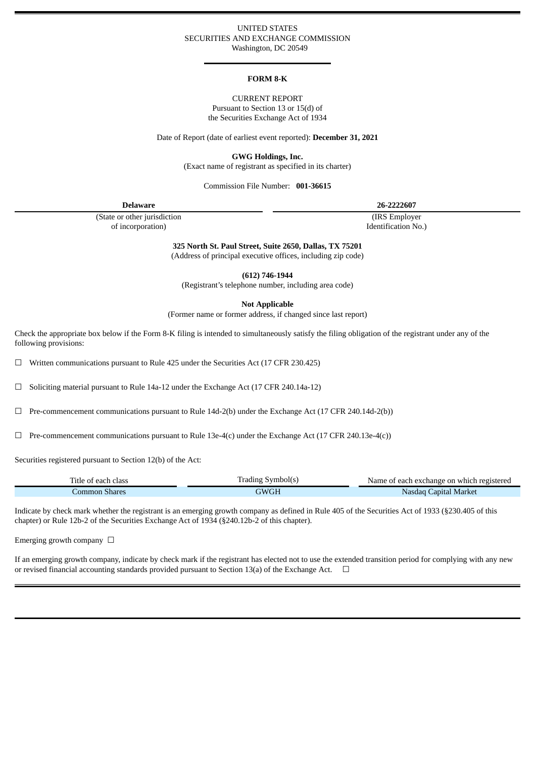UNITED STATES
SECURITIES AND EXCHANGE COMMISSION
Washington, DC 20549

# FORM 8-K

CURRENT REPORT
Pursuant to Section 13 or 15(d) of
the Securities Exchange Act of 1934

Date of Report (date of earliest event reported): **December 31, 2021**

**GWG Holdings, Inc.**
(Exact name of registrant as specified in its charter)

Commission File Number: **001-36615**

| **Delaware** | **26-2222607** |
|---|---|
| (State or other jurisdiction of incorporation) | (IRS Employer Identification No.) |

**325 North St. Paul Street, Suite 2650, Dallas, TX 75201**
(Address of principal executive offices, including zip code)

**(612) 746-1944**
(Registrant's telephone number, including area code)

**Not Applicable**
(Former name or former address, if changed since last report)

Check the appropriate box below if the Form 8-K filing is intended to simultaneously satisfy the filing obligation of the registrant under any of the following provisions:

☐ Written communications pursuant to Rule 425 under the Securities Act (17 CFR 230.425)

☐ Soliciting material pursuant to Rule 14a-12 under the Exchange Act (17 CFR 240.14a-12)

☐ Pre-commencement communications pursuant to Rule 14d-2(b) under the Exchange Act (17 CFR 240.14d-2(b))

☐ Pre-commencement communications pursuant to Rule 13e-4(c) under the Exchange Act (17 CFR 240.13e-4(c))

Securities registered pursuant to Section 12(b) of the Act:

| Title of each class | Trading Symbol(s) | Name of each exchange on which registered |
|---|---|---|
| Common Shares | GWGH | Nasdaq Capital Market |

Indicate by check mark whether the registrant is an emerging growth company as defined in Rule 405 of the Securities Act of 1933 (§230.405 of this chapter) or Rule 12b-2 of the Securities Exchange Act of 1934 (§240.12b-2 of this chapter).

Emerging growth company ☐

If an emerging growth company, indicate by check mark if the registrant has elected not to use the extended transition period for complying with any new or revised financial accounting standards provided pursuant to Section 13(a) of the Exchange Act. ☐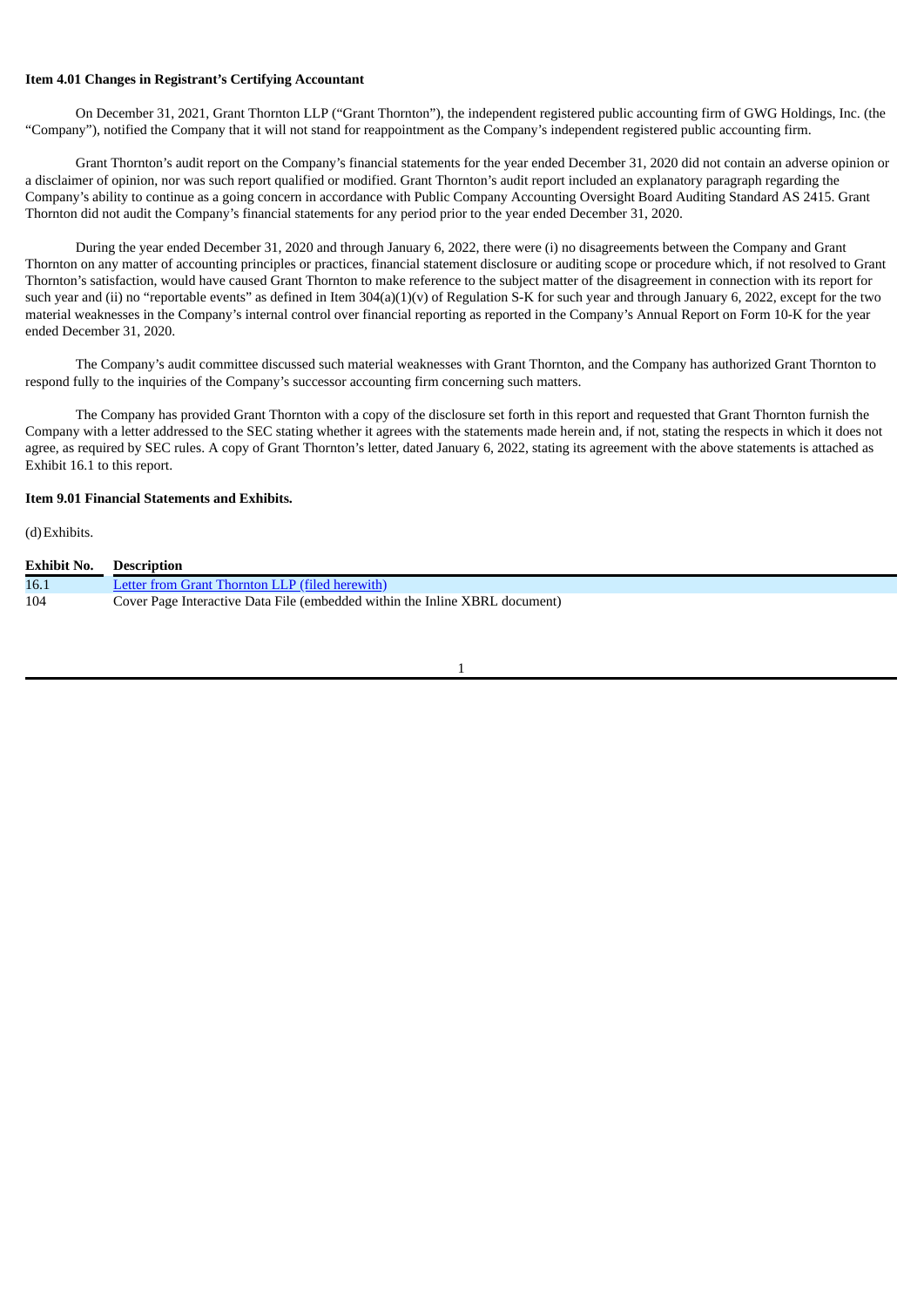**Item 4.01 Changes in Registrant's Certifying Accountant**

On December 31, 2021, Grant Thornton LLP ("Grant Thornton"), the independent registered public accounting firm of GWG Holdings, Inc. (the "Company"), notified the Company that it will not stand for reappointment as the Company's independent registered public accounting firm.

Grant Thornton's audit report on the Company's financial statements for the year ended December 31, 2020 did not contain an adverse opinion or a disclaimer of opinion, nor was such report qualified or modified. Grant Thornton's audit report included an explanatory paragraph regarding the Company's ability to continue as a going concern in accordance with Public Company Accounting Oversight Board Auditing Standard AS 2415. Grant Thornton did not audit the Company's financial statements for any period prior to the year ended December 31, 2020.

During the year ended December 31, 2020 and through January 6, 2022, there were (i) no disagreements between the Company and Grant Thornton on any matter of accounting principles or practices, financial statement disclosure or auditing scope or procedure which, if not resolved to Grant Thornton's satisfaction, would have caused Grant Thornton to make reference to the subject matter of the disagreement in connection with its report for such year and (ii) no "reportable events" as defined in Item 304(a)(1)(v) of Regulation S-K for such year and through January 6, 2022, except for the two material weaknesses in the Company's internal control over financial reporting as reported in the Company's Annual Report on Form 10-K for the year ended December 31, 2020.

The Company's audit committee discussed such material weaknesses with Grant Thornton, and the Company has authorized Grant Thornton to respond fully to the inquiries of the Company's successor accounting firm concerning such matters.

The Company has provided Grant Thornton with a copy of the disclosure set forth in this report and requested that Grant Thornton furnish the Company with a letter addressed to the SEC stating whether it agrees with the statements made herein and, if not, stating the respects in which it does not agree, as required by SEC rules. A copy of Grant Thornton's letter, dated January 6, 2022, stating its agreement with the above statements is attached as Exhibit 16.1 to this report.

**Item 9.01 Financial Statements and Exhibits.**

(d) Exhibits.

| Exhibit No. | Description |
|---|---|
| 16.1 | Letter from Grant Thornton LLP (filed herewith) |
| 104 | Cover Page Interactive Data File (embedded within the Inline XBRL document) |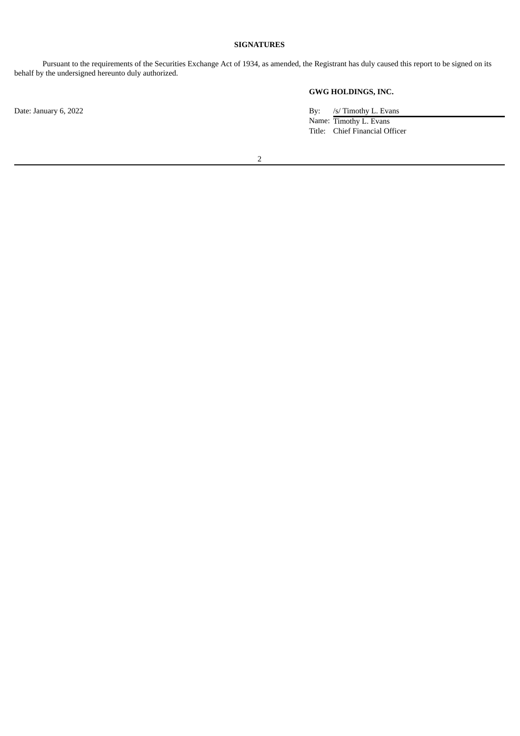**SIGNATURES**

Pursuant to the requirements of the Securities Exchange Act of 1934, as amended, the Registrant has duly caused this report to be signed on its behalf by the undersigned hereunto duly authorized.

**GWG HOLDINGS, INC.**

Date: January 6, 2022

By: /s/ Timothy L. Evans
Name: Timothy L. Evans
Title: Chief Financial Officer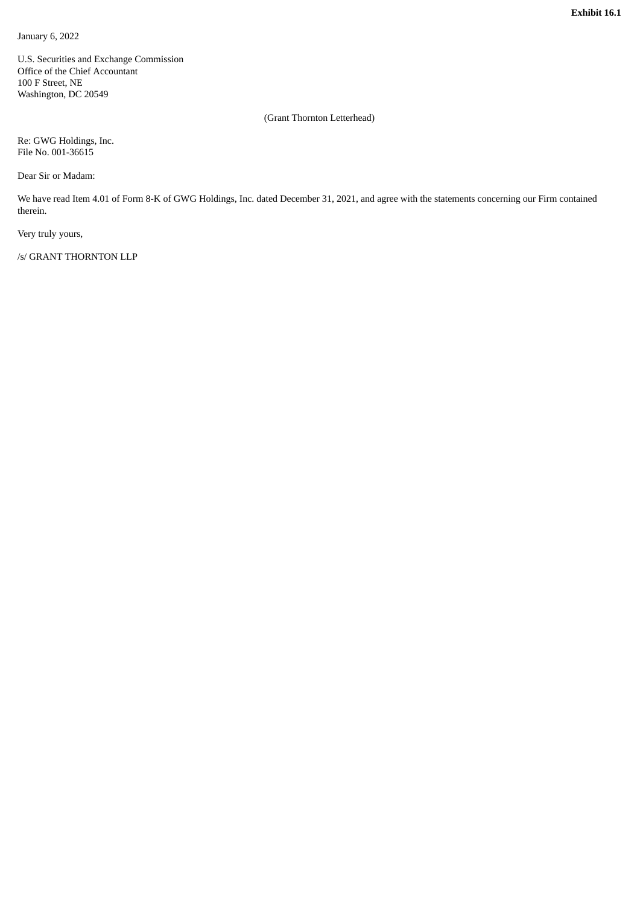**Exhibit 16.1**

January 6, 2022

U.S. Securities and Exchange Commission
Office of the Chief Accountant
100 F Street, NE
Washington, DC 20549

(Grant Thornton Letterhead)

Re: GWG Holdings, Inc.
File No. 001-36615

Dear Sir or Madam:

We have read Item 4.01 of Form 8-K of GWG Holdings, Inc. dated December 31, 2021, and agree with the statements concerning our Firm contained therein.

Very truly yours,

/s/ GRANT THORNTON LLP